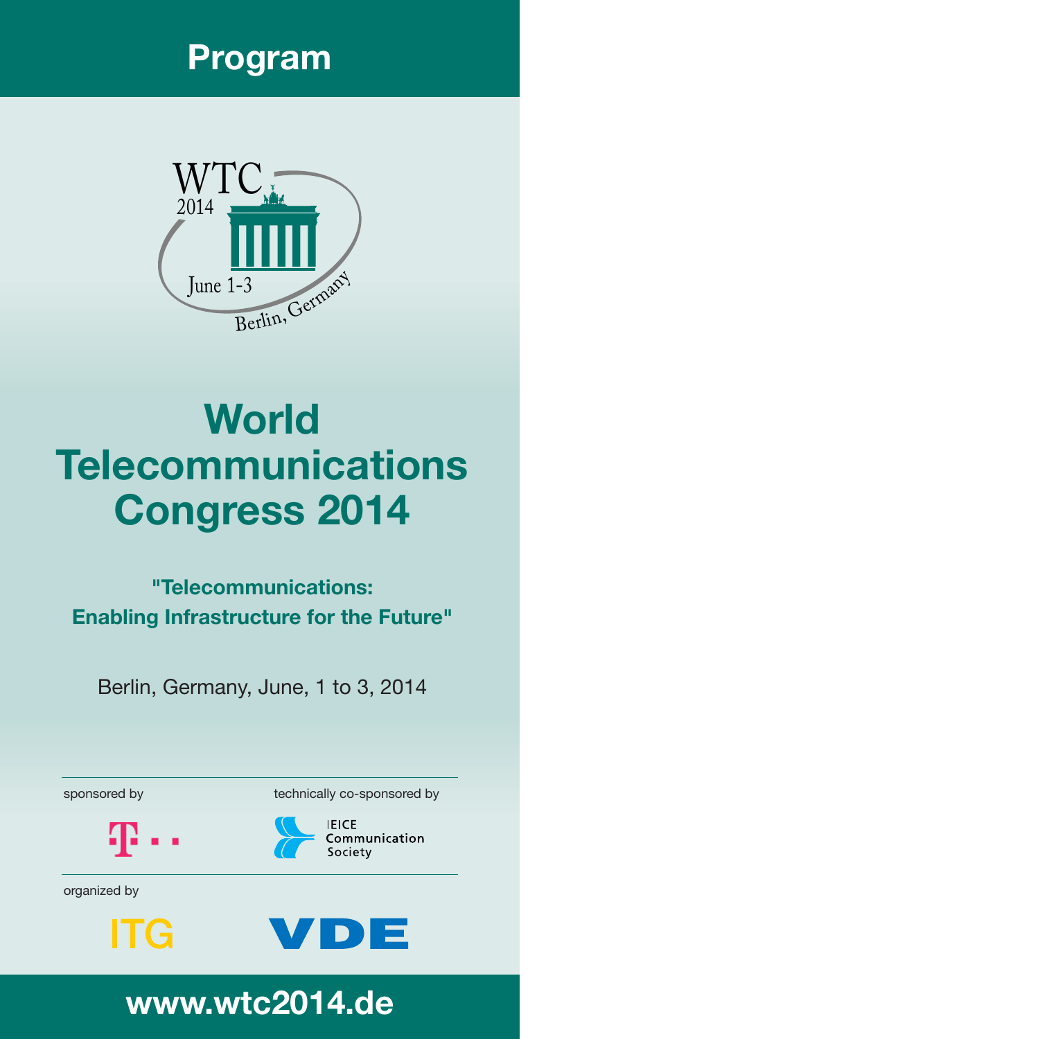# Program

WTC 2014

June 1-3

Berlin, Germany

# World Telecommunications Congress 2014

**"Telecommunications: Enabling Infrastructure for the Future"**

Berlin, Germany, June, 1 to 3, 2014

sponsored by

technically co-sponsored by

IEICE Communication Society

organized by

ITG

VDE

**www.wtc2014.de**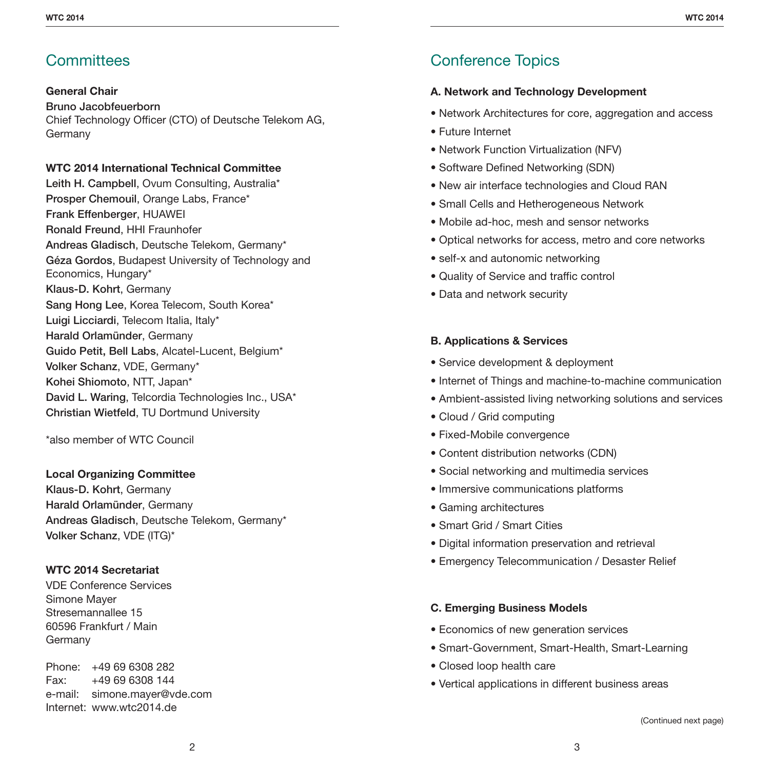## Committees

**General Chair**
**Bruno Jacobfeuerborn**
Chief Technology Officer (CTO) of Deutsche Telekom AG, Germany

**WTC 2014 International Technical Committee**
**Leith H. Campbell**, Ovum Consulting, Australia*
**Prosper Chemouil**, Orange Labs, France*
**Frank Effenberger**, HUAWEI
**Ronald Freund**, HHI Fraunhofer
**Andreas Gladisch**, Deutsche Telekom, Germany*
**Géza Gordos**, Budapest University of Technology and Economics, Hungary*
**Klaus-D. Kohrt**, Germany
**Sang Hong Lee**, Korea Telecom, South Korea*
**Luigi Licciardi**, Telecom Italia, Italy*
**Harald Orlamünder**, Germany
**Guido Petit, Bell Labs**, Alcatel-Lucent, Belgium*
**Volker Schanz**, VDE, Germany*
**Kohei Shiomoto**, NTT, Japan*
**David L. Waring**, Telcordia Technologies Inc., USA*
**Christian Wietfeld**, TU Dortmund University

*also member of WTC Council

**Local Organizing Committee**
**Klaus-D. Kohrt**, Germany
**Harald Orlamünder**, Germany
**Andreas Gladisch**, Deutsche Telekom, Germany*
**Volker Schanz**, VDE (ITG)*

**WTC 2014 Secretariat**
VDE Conference Services
Simone Mayer
Stresemannallee 15
60596 Frankfurt / Main
Germany

Phone: +49 69 6308 282
Fax: +49 69 6308 144
e-mail: simone.mayer@vde.com
Internet: www.wtc2014.de

## Conference Topics

**A. Network and Technology Development**

- Network Architectures for core, aggregation and access
- Future Internet
- Network Function Virtualization (NFV)
- Software Defined Networking (SDN)
- New air interface technologies and Cloud RAN
- Small Cells and Hetherogeneous Network
- Mobile ad-hoc, mesh and sensor networks
- Optical networks for access, metro and core networks
- self-x and autonomic networking
- Quality of Service and traffic control
- Data and network security

**B. Applications & Services**

- Service development & deployment
- Internet of Things and machine-to-machine communication
- Ambient-assisted living networking solutions and services
- Cloud / Grid computing
- Fixed-Mobile convergence
- Content distribution networks (CDN)
- Social networking and multimedia services
- Immersive communications platforms
- Gaming architectures
- Smart Grid / Smart Cities
- Digital information preservation and retrieval
- Emergency Telecommunication / Desaster Relief

**C. Emerging Business Models**

- Economics of new generation services
- Smart-Government, Smart-Health, Smart-Learning
- Closed loop health care
- Vertical applications in different business areas

(Continued next page)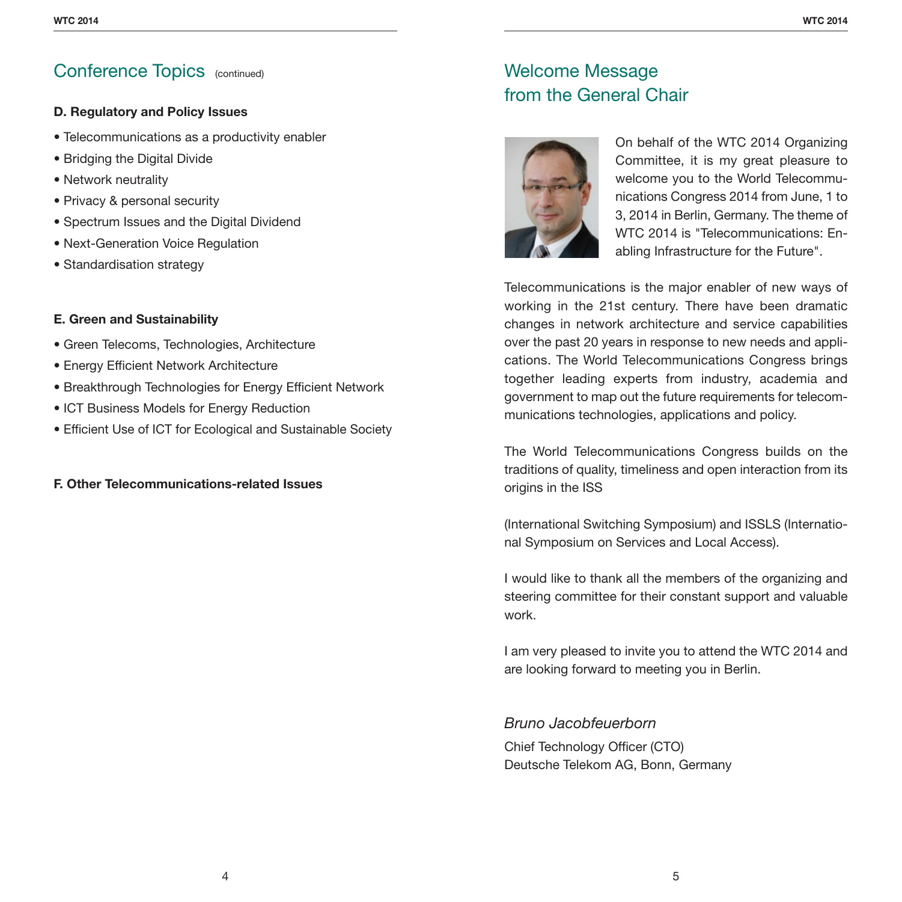## Conference Topics (continued)

**D. Regulatory and Policy Issues**

- Telecommunications as a productivity enabler
- Bridging the Digital Divide
- Network neutrality
- Privacy & personal security
- Spectrum Issues and the Digital Dividend
- Next-Generation Voice Regulation
- Standardisation strategy

**E. Green and Sustainability**

- Green Telecoms, Technologies, Architecture
- Energy Efficient Network Architecture
- Breakthrough Technologies for Energy Efficient Network
- ICT Business Models for Energy Reduction
- Efficient Use of ICT for Ecological and Sustainable Society

**F. Other Telecommunications-related Issues**

## Welcome Message from the General Chair

On behalf of the WTC 2014 Organizing Committee, it is my great pleasure to welcome you to the World Telecommunications Congress 2014 from June, 1 to 3, 2014 in Berlin, Germany. The theme of WTC 2014 is "Telecommunications: Enabling Infrastructure for the Future".

Telecommunications is the major enabler of new ways of working in the 21st century. There have been dramatic changes in network architecture and service capabilities over the past 20 years in response to new needs and applications. The World Telecommunications Congress brings together leading experts from industry, academia and government to map out the future requirements for telecommunications technologies, applications and policy.

The World Telecommunications Congress builds on the traditions of quality, timeliness and open interaction from its origins in the ISS

(International Switching Symposium) and ISSLS (International Symposium on Services and Local Access).

I would like to thank all the members of the organizing and steering committee for their constant support and valuable work.

I am very pleased to invite you to attend the WTC 2014 and are looking forward to meeting you in Berlin.

*Bruno Jacobfeuerborn*

Chief Technology Officer (CTO)
Deutsche Telekom AG, Bonn, Germany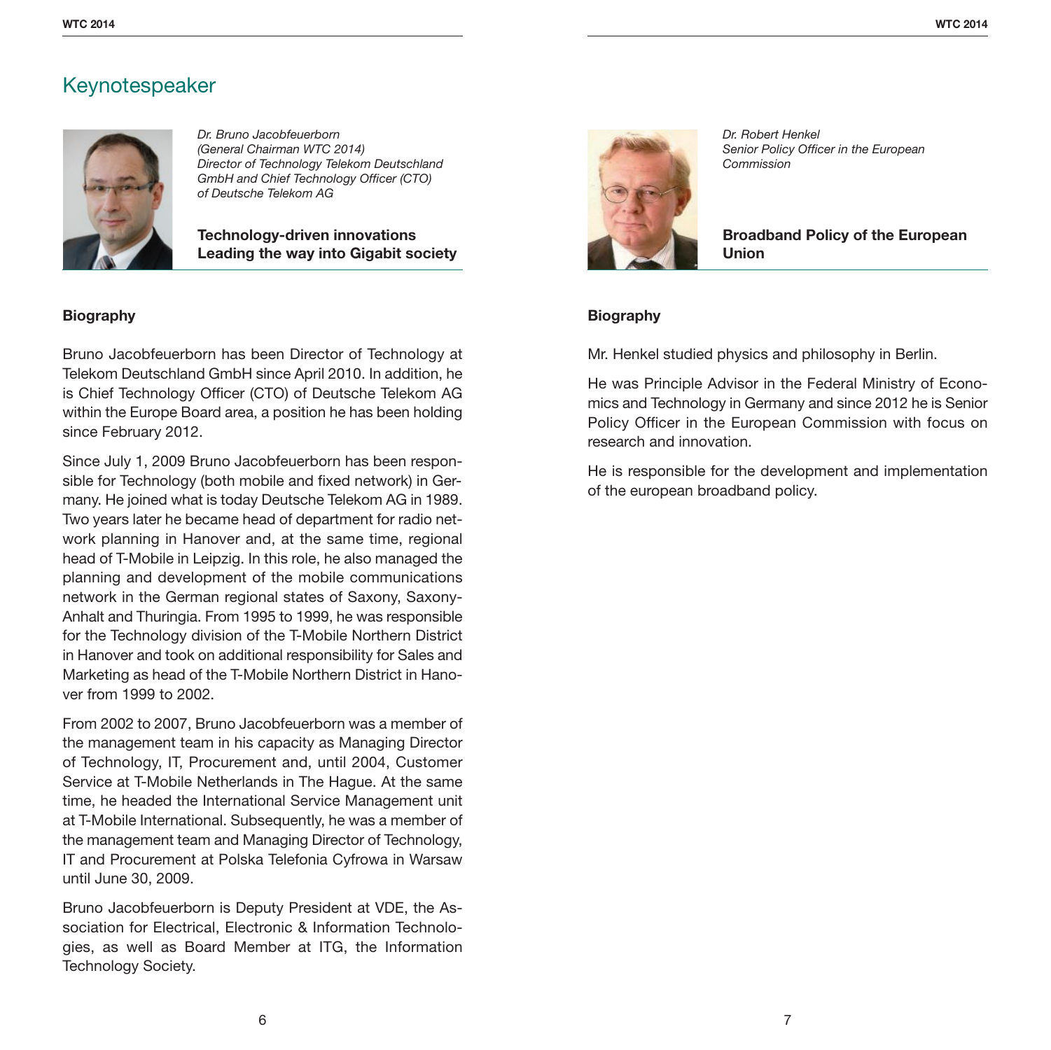# Keynotespeaker

*Dr. Bruno Jacobfeuerborn*
*(General Chairman WTC 2014)*
*Director of Technology Telekom Deutschland GmbH and Chief Technology Officer (CTO) of Deutsche Telekom AG*

**Technology-driven innovations Leading the way into Gigabit society**

### Biography

Bruno Jacobfeuerborn has been Director of Technology at Telekom Deutschland GmbH since April 2010. In addition, he is Chief Technology Officer (CTO) of Deutsche Telekom AG within the Europe Board area, a position he has been holding since February 2012.

Since July 1, 2009 Bruno Jacobfeuerborn has been responsible for Technology (both mobile and fixed network) in Germany. He joined what is today Deutsche Telekom AG in 1989. Two years later he became head of department for radio network planning in Hanover and, at the same time, regional head of T-Mobile in Leipzig. In this role, he also managed the planning and development of the mobile communications network in the German regional states of Saxony, Saxony-Anhalt and Thuringia. From 1995 to 1999, he was responsible for the Technology division of the T-Mobile Northern District in Hanover and took on additional responsibility for Sales and Marketing as head of the T-Mobile Northern District in Hanover from 1999 to 2002.

From 2002 to 2007, Bruno Jacobfeuerborn was a member of the management team in his capacity as Managing Director of Technology, IT, Procurement and, until 2004, Customer Service at T-Mobile Netherlands in The Hague. At the same time, he headed the International Service Management unit at T-Mobile International. Subsequently, he was a member of the management team and Managing Director of Technology, IT and Procurement at Polska Telefonia Cyfrowa in Warsaw until June 30, 2009.

Bruno Jacobfeuerborn is Deputy President at VDE, the Association for Electrical, Electronic & Information Technologies, as well as Board Member at ITG, the Information Technology Society.

*Dr. Robert Henkel*
*Senior Policy Officer in the European Commission*

**Broadband Policy of the European Union**

### Biography

Mr. Henkel studied physics and philosophy in Berlin.

He was Principle Advisor in the Federal Ministry of Economics and Technology in Germany and since 2012 he is Senior Policy Officer in the European Commission with focus on research and innovation.

He is responsible for the development and implementation of the european broadband policy.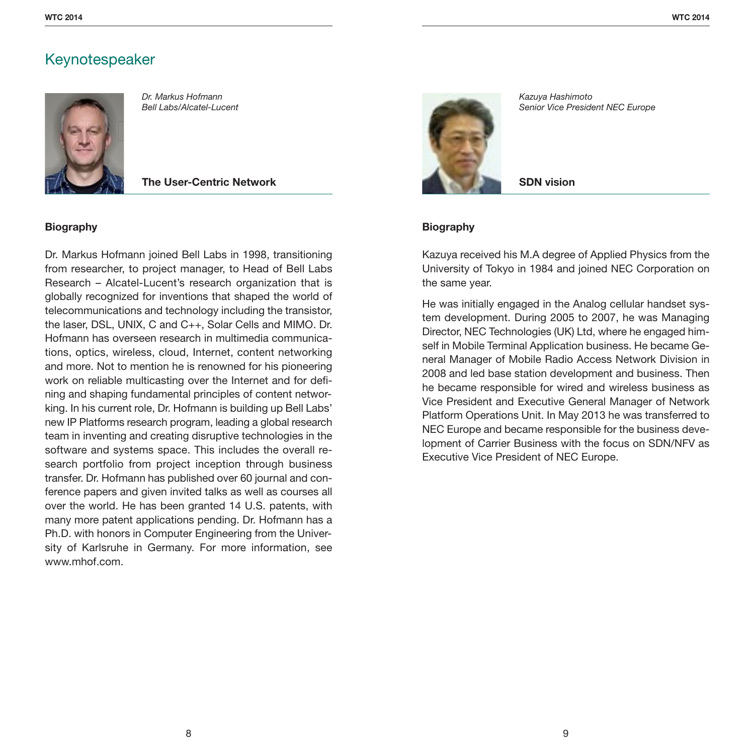# Keynotespeaker

*Dr. Markus Hofmann*
*Bell Labs/Alcatel-Lucent*

**The User-Centric Network**

**Biography**

Dr. Markus Hofmann joined Bell Labs in 1998, transitioning from researcher, to project manager, to Head of Bell Labs Research – Alcatel-Lucent's research organization that is globally recognized for inventions that shaped the world of telecommunications and technology including the transistor, the laser, DSL, UNIX, C and C++, Solar Cells and MIMO. Dr. Hofmann has overseen research in multimedia communications, optics, wireless, cloud, Internet, content networking and more. Not to mention he is renowned for his pioneering work on reliable multicasting over the Internet and for defining and shaping fundamental principles of content networking. In his current role, Dr. Hofmann is building up Bell Labs' new IP Platforms research program, leading a global research team in inventing and creating disruptive technologies in the software and systems space. This includes the overall research portfolio from project inception through business transfer. Dr. Hofmann has published over 60 journal and conference papers and given invited talks as well as courses all over the world. He has been granted 14 U.S. patents, with many more patent applications pending. Dr. Hofmann has a Ph.D. with honors in Computer Engineering from the University of Karlsruhe in Germany. For more information, see www.mhof.com.

*Kazuya Hashimoto*
*Senior Vice President NEC Europe*

**SDN vision**

**Biography**

Kazuya received his M.A degree of Applied Physics from the University of Tokyo in 1984 and joined NEC Corporation on the same year.

He was initially engaged in the Analog cellular handset system development. During 2005 to 2007, he was Managing Director, NEC Technologies (UK) Ltd, where he engaged himself in Mobile Terminal Application business. He became General Manager of Mobile Radio Access Network Division in 2008 and led base station development and business. Then he became responsible for wired and wireless business as Vice President and Executive General Manager of Network Platform Operations Unit. In May 2013 he was transferred to NEC Europe and became responsible for the business development of Carrier Business with the focus on SDN/NFV as Executive Vice President of NEC Europe.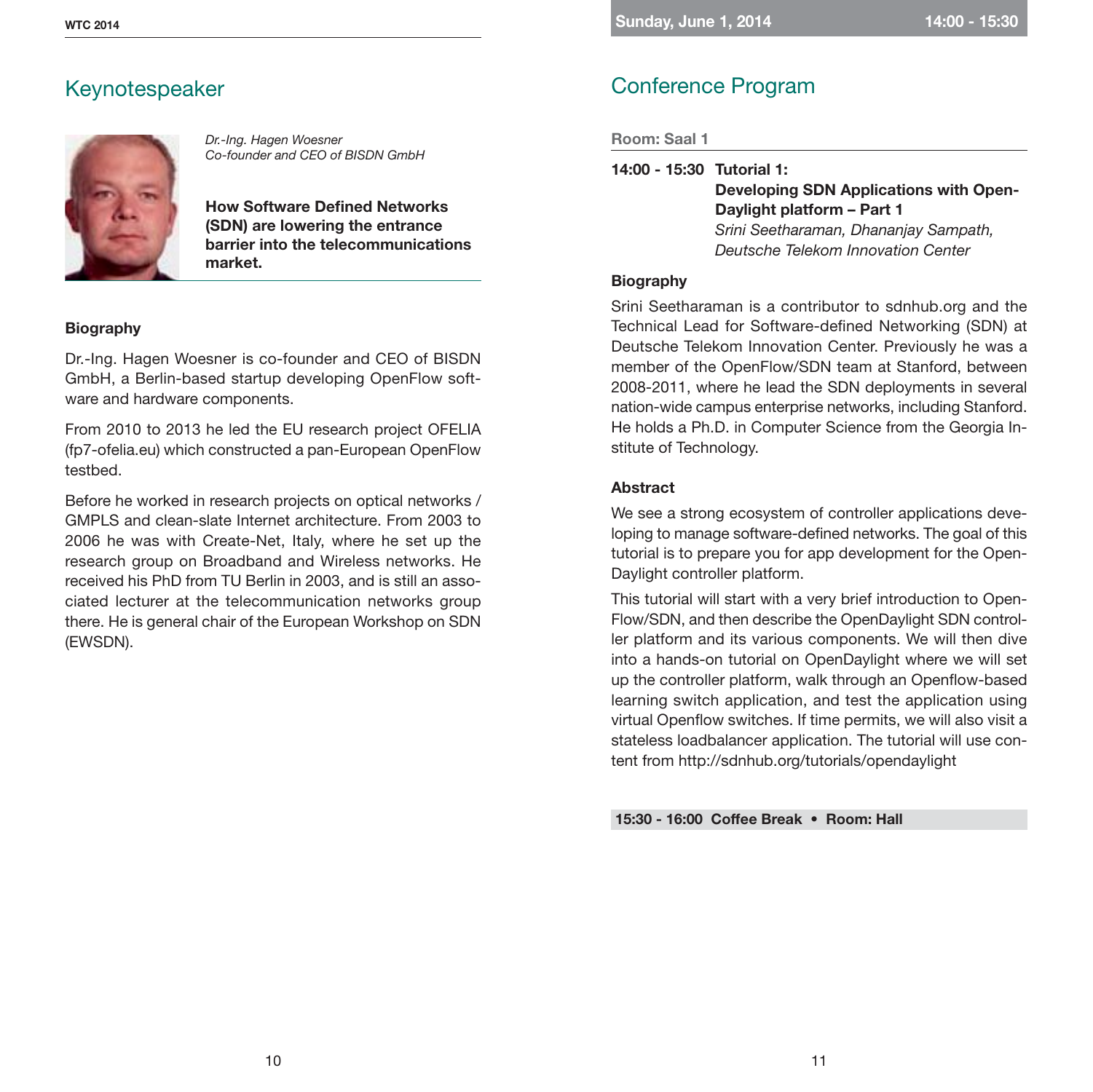## Keynotespeaker

*Dr.-Ing. Hagen Woesner*
*Co-founder and CEO of BISDN GmbH*

**How Software Defined Networks (SDN) are lowering the entrance barrier into the telecommunications market.**

### Biography

Dr.-Ing. Hagen Woesner is co-founder and CEO of BISDN GmbH, a Berlin-based startup developing OpenFlow software and hardware components.

From 2010 to 2013 he led the EU research project OFELIA (fp7-ofelia.eu) which constructed a pan-European OpenFlow testbed.

Before he worked in research projects on optical networks / GMPLS and clean-slate Internet architecture. From 2003 to 2006 he was with Create-Net, Italy, where he set up the research group on Broadband and Wireless networks. He received his PhD from TU Berlin in 2003, and is still an associated lecturer at the telecommunication networks group there. He is general chair of the European Workshop on SDN (EWSDN).

**Sunday, June 1, 2014 — 14:00 - 15:30**

## Conference Program

**Room: Saal 1**

**14:00 - 15:30 Tutorial 1:**
**Developing SDN Applications with OpenDaylight platform – Part 1**
*Srini Seetharaman, Dhananjay Sampath, Deutsche Telekom Innovation Center*

### Biography

Srini Seetharaman is a contributor to sdnhub.org and the Technical Lead for Software-defined Networking (SDN) at Deutsche Telekom Innovation Center. Previously he was a member of the OpenFlow/SDN team at Stanford, between 2008-2011, where he lead the SDN deployments in several nation-wide campus enterprise networks, including Stanford. He holds a Ph.D. in Computer Science from the Georgia Institute of Technology.

### Abstract

We see a strong ecosystem of controller applications developing to manage software-defined networks. The goal of this tutorial is to prepare you for app development for the OpenDaylight controller platform.

This tutorial will start with a very brief introduction to OpenFlow/SDN, and then describe the OpenDaylight SDN controller platform and its various components. We will then dive into a hands-on tutorial on OpenDaylight where we will set up the controller platform, walk through an Openflow-based learning switch application, and test the application using virtual Openflow switches. If time permits, we will also visit a stateless loadbalancer application. The tutorial will use content from http://sdnhub.org/tutorials/opendaylight

**15:30 - 16:00 Coffee Break • Room: Hall**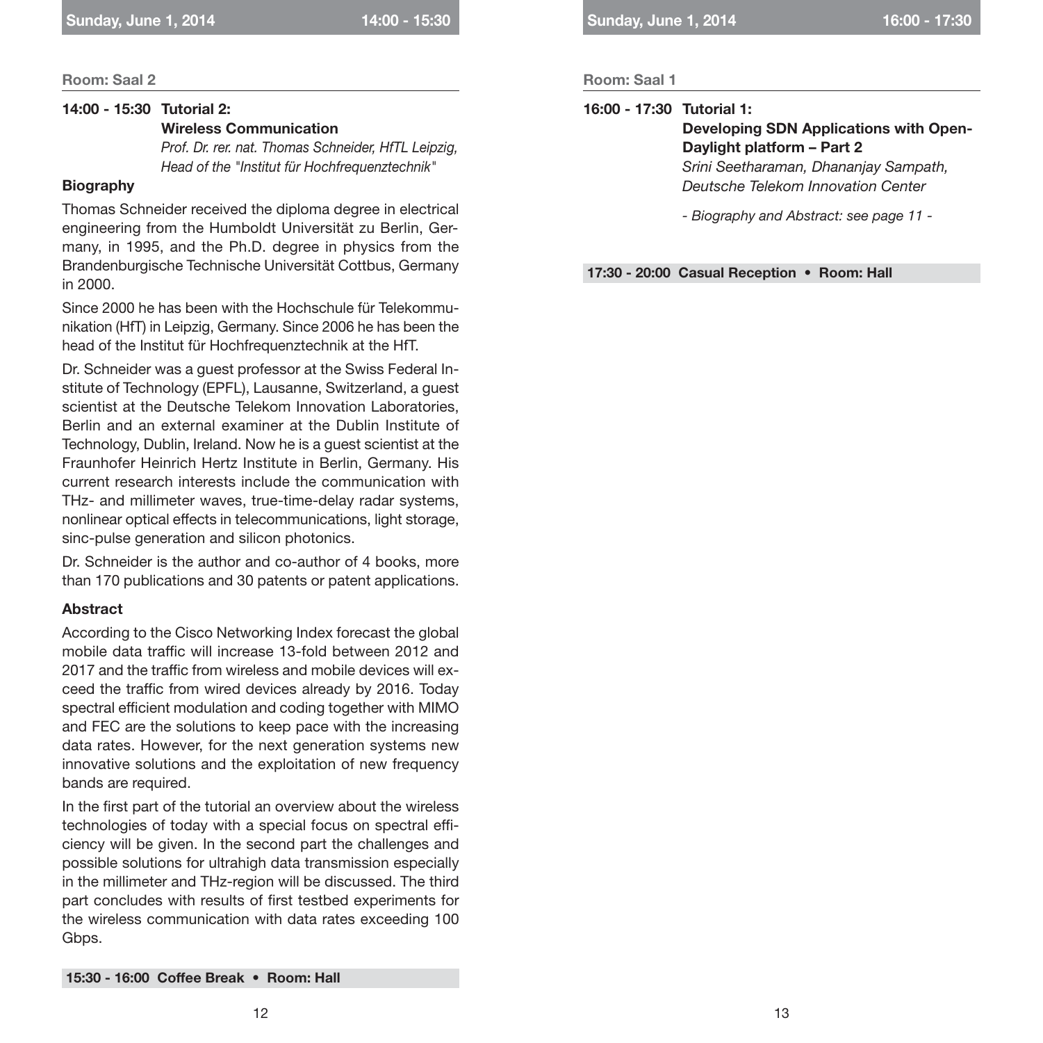**Room: Saal 2**

**14:00 - 15:30 Tutorial 2:**
**Wireless Communication**
*Prof. Dr. rer. nat. Thomas Schneider, HfTL Leipzig, Head of the "Institut für Hochfrequenztechnik"*

**Biography**

Thomas Schneider received the diploma degree in electrical engineering from the Humboldt Universität zu Berlin, Germany, in 1995, and the Ph.D. degree in physics from the Brandenburgische Technische Universität Cottbus, Germany in 2000.

Since 2000 he has been with the Hochschule für Telekommunikation (HfT) in Leipzig, Germany. Since 2006 he has been the head of the Institut für Hochfrequenztechnik at the HfT.

Dr. Schneider was a guest professor at the Swiss Federal Institute of Technology (EPFL), Lausanne, Switzerland, a guest scientist at the Deutsche Telekom Innovation Laboratories, Berlin and an external examiner at the Dublin Institute of Technology, Dublin, Ireland. Now he is a guest scientist at the Fraunhofer Heinrich Hertz Institute in Berlin, Germany. His current research interests include the communication with THz- and millimeter waves, true-time-delay radar systems, nonlinear optical effects in telecommunications, light storage, sinc-pulse generation and silicon photonics.

Dr. Schneider is the author and co-author of 4 books, more than 170 publications and 30 patents or patent applications.

**Abstract**

According to the Cisco Networking Index forecast the global mobile data traffic will increase 13-fold between 2012 and 2017 and the traffic from wireless and mobile devices will exceed the traffic from wired devices already by 2016. Today spectral efficient modulation and coding together with MIMO and FEC are the solutions to keep pace with the increasing data rates. However, for the next generation systems new innovative solutions and the exploitation of new frequency bands are required.

In the first part of the tutorial an overview about the wireless technologies of today with a special focus on spectral efficiency will be given. In the second part the challenges and possible solutions for ultrahigh data transmission especially in the millimeter and THz-region will be discussed. The third part concludes with results of first testbed experiments for the wireless communication with data rates exceeding 100 Gbps.

**15:30 - 16:00 Coffee Break • Room: Hall**

**Room: Saal 1**

**16:00 - 17:30 Tutorial 1:**
**Developing SDN Applications with Open-Daylight platform – Part 2**
*Srini Seetharaman, Dhananjay Sampath, Deutsche Telekom Innovation Center*

*- Biography and Abstract: see page 11 -*

**17:30 - 20:00 Casual Reception • Room: Hall**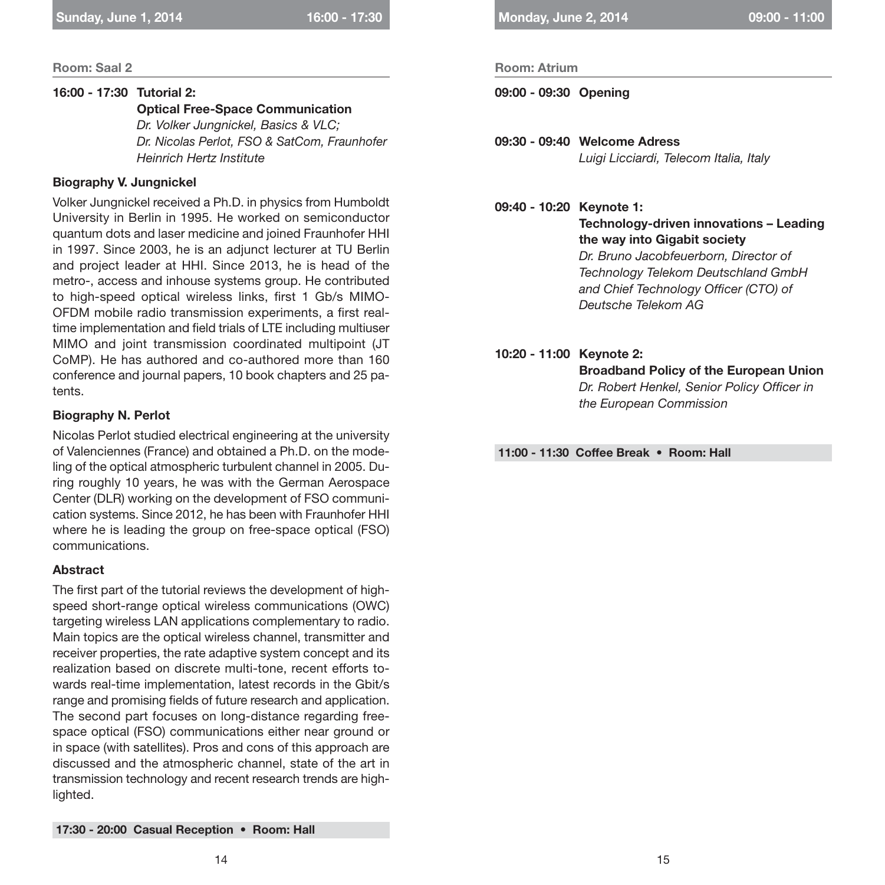## Sunday, June 1, 2014 — 16:00 - 17:30

**Room: Saal 2**

**16:00 - 17:30 Tutorial 2:**
**Optical Free-Space Communication**
*Dr. Volker Jungnickel, Basics & VLC;*
*Dr. Nicolas Perlot, FSO & SatCom, Fraunhofer Heinrich Hertz Institute*

### Biography V. Jungnickel

Volker Jungnickel received a Ph.D. in physics from Humboldt University in Berlin in 1995. He worked on semiconductor quantum dots and laser medicine and joined Fraunhofer HHI in 1997. Since 2003, he is an adjunct lecturer at TU Berlin and project leader at HHI. Since 2013, he is head of the metro-, access and inhouse systems group. He contributed to high-speed optical wireless links, first 1 Gb/s MIMO-OFDM mobile radio transmission experiments, a first real-time implementation and field trials of LTE including multiuser MIMO and joint transmission coordinated multipoint (JT CoMP). He has authored and co-authored more than 160 conference and journal papers, 10 book chapters and 25 patents.

### Biography N. Perlot

Nicolas Perlot studied electrical engineering at the university of Valenciennes (France) and obtained a Ph.D. on the modeling of the optical atmospheric turbulent channel in 2005. During roughly 10 years, he was with the German Aerospace Center (DLR) working on the development of FSO communication systems. Since 2012, he has been with Fraunhofer HHI where he is leading the group on free-space optical (FSO) communications.

### Abstract

The first part of the tutorial reviews the development of high-speed short-range optical wireless communications (OWC) targeting wireless LAN applications complementary to radio. Main topics are the optical wireless channel, transmitter and receiver properties, the rate adaptive system concept and its realization based on discrete multi-tone, recent efforts towards real-time implementation, latest records in the Gbit/s range and promising fields of future research and application. The second part focuses on long-distance regarding free-space optical (FSO) communications either near ground or in space (with satellites). Pros and cons of this approach are discussed and the atmospheric channel, state of the art in transmission technology and recent research trends are highlighted.

**17:30 - 20:00 Casual Reception • Room: Hall**

## Monday, June 2, 2014 — 09:00 - 11:00

**Room: Atrium**

**09:00 - 09:30 Opening**

**09:30 - 09:40 Welcome Adress**
*Luigi Licciardi, Telecom Italia, Italy*

**09:40 - 10:20 Keynote 1:**
**Technology-driven innovations – Leading the way into Gigabit society**
*Dr. Bruno Jacobfeuerborn, Director of Technology Telekom Deutschland GmbH and Chief Technology Officer (CTO) of Deutsche Telekom AG*

**10:20 - 11:00 Keynote 2:**
**Broadband Policy of the European Union**
*Dr. Robert Henkel, Senior Policy Officer in the European Commission*

**11:00 - 11:30 Coffee Break • Room: Hall**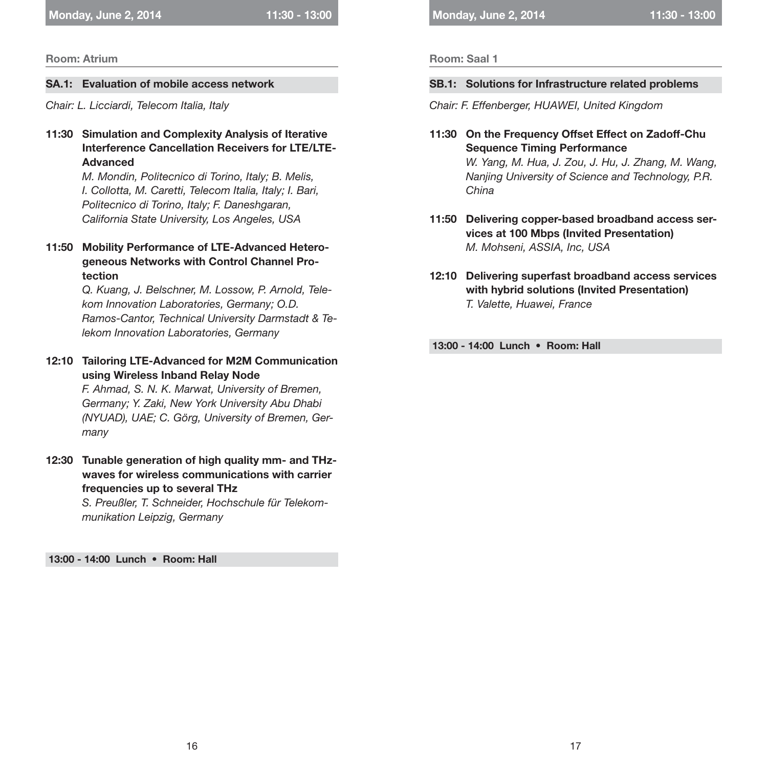Monday, June 2, 2014 — 11:30 - 13:00

**Room: Atrium**

## SA.1: Evaluation of mobile access network

*Chair: L. Licciardi, Telecom Italia, Italy*

**11:30 Simulation and Complexity Analysis of Iterative Interference Cancellation Receivers for LTE/LTE-Advanced**
*M. Mondin, Politecnico di Torino, Italy; B. Melis, I. Collotta, M. Caretti, Telecom Italia, Italy; I. Bari, Politecnico di Torino, Italy; F. Daneshgaran, California State University, Los Angeles, USA*

**11:50 Mobility Performance of LTE-Advanced Heterogeneous Networks with Control Channel Protection**
*Q. Kuang, J. Belschner, M. Lossow, P. Arnold, Telekom Innovation Laboratories, Germany; O.D. Ramos-Cantor, Technical University Darmstadt & Telekom Innovation Laboratories, Germany*

**12:10 Tailoring LTE-Advanced for M2M Communication using Wireless Inband Relay Node**
*F. Ahmad, S. N. K. Marwat, University of Bremen, Germany; Y. Zaki, New York University Abu Dhabi (NYUAD), UAE; C. Görg, University of Bremen, Germany*

**12:30 Tunable generation of high quality mm- and THz-waves for wireless communications with carrier frequencies up to several THz**
*S. Preußler, T. Schneider, Hochschule für Telekommunikation Leipzig, Germany*

**13:00 - 14:00 Lunch • Room: Hall**

Monday, June 2, 2014 — 11:30 - 13:00

**Room: Saal 1**

## SB.1: Solutions for Infrastructure related problems

*Chair: F. Effenberger, HUAWEI, United Kingdom*

**11:30 On the Frequency Offset Effect on Zadoff-Chu Sequence Timing Performance**
*W. Yang, M. Hua, J. Zou, J. Hu, J. Zhang, M. Wang, Nanjing University of Science and Technology, P.R. China*

**11:50 Delivering copper-based broadband access services at 100 Mbps (Invited Presentation)**
*M. Mohseni, ASSIA, Inc, USA*

**12:10 Delivering superfast broadband access services with hybrid solutions (Invited Presentation)**
*T. Valette, Huawei, France*

**13:00 - 14:00 Lunch • Room: Hall**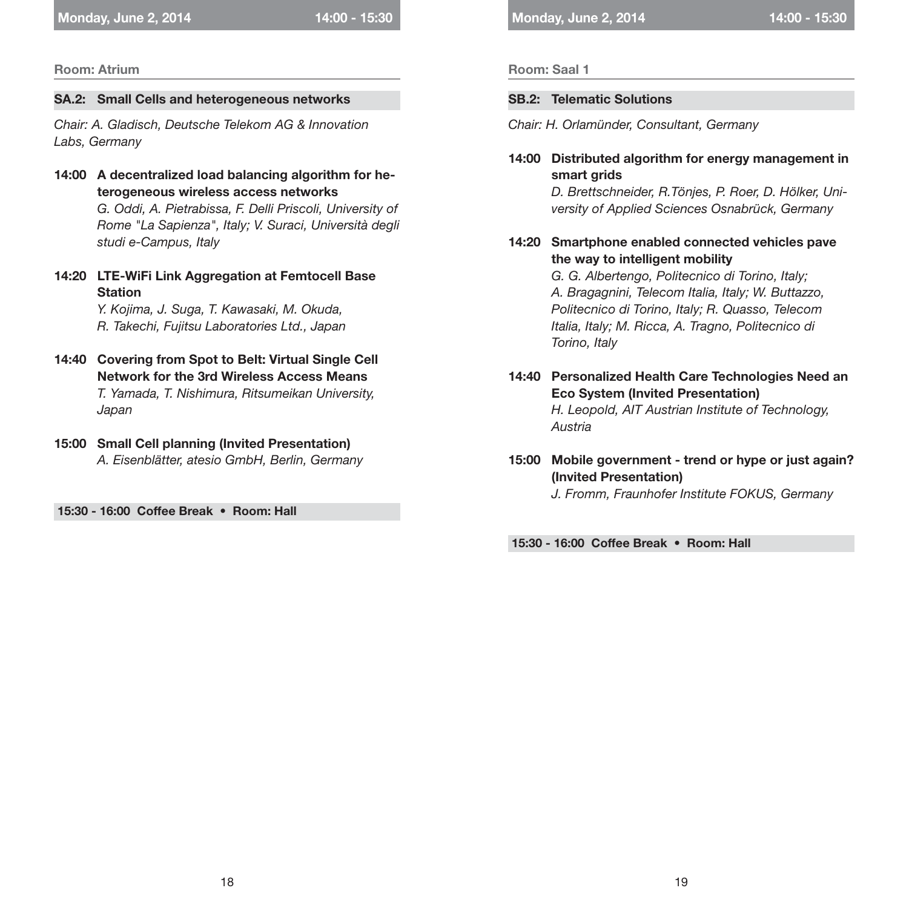Room: Atrium

### SA.2: Small Cells and heterogeneous networks

*Chair: A. Gladisch, Deutsche Telekom AG & Innovation Labs, Germany*

**14:00 A decentralized load balancing algorithm for heterogeneous wireless access networks**
*G. Oddi, A. Pietrabissa, F. Delli Priscoli, University of Rome "La Sapienza", Italy; V. Suraci, Università degli studi e-Campus, Italy*

**14:20 LTE-WiFi Link Aggregation at Femtocell Base Station**
*Y. Kojima, J. Suga, T. Kawasaki, M. Okuda, R. Takechi, Fujitsu Laboratories Ltd., Japan*

**14:40 Covering from Spot to Belt: Virtual Single Cell Network for the 3rd Wireless Access Means**
*T. Yamada, T. Nishimura, Ritsumeikan University, Japan*

**15:00 Small Cell planning (Invited Presentation)**
*A. Eisenblätter, atesio GmbH, Berlin, Germany*

**15:30 - 16:00 Coffee Break • Room: Hall**

Room: Saal 1

### SB.2: Telematic Solutions

*Chair: H. Orlamünder, Consultant, Germany*

**14:00 Distributed algorithm for energy management in smart grids**
*D. Brettschneider, R.Tönjes, P. Roer, D. Hölker, University of Applied Sciences Osnabrück, Germany*

**14:20 Smartphone enabled connected vehicles pave the way to intelligent mobility**
*G. G. Albertengo, Politecnico di Torino, Italy; A. Bragagnini, Telecom Italia, Italy; W. Buttazzo, Politecnico di Torino, Italy; R. Quasso, Telecom Italia, Italy; M. Ricca, A. Tragno, Politecnico di Torino, Italy*

**14:40 Personalized Health Care Technologies Need an Eco System (Invited Presentation)**
*H. Leopold, AIT Austrian Institute of Technology, Austria*

**15:00 Mobile government - trend or hype or just again? (Invited Presentation)**
*J. Fromm, Fraunhofer Institute FOKUS, Germany*

**15:30 - 16:00 Coffee Break • Room: Hall**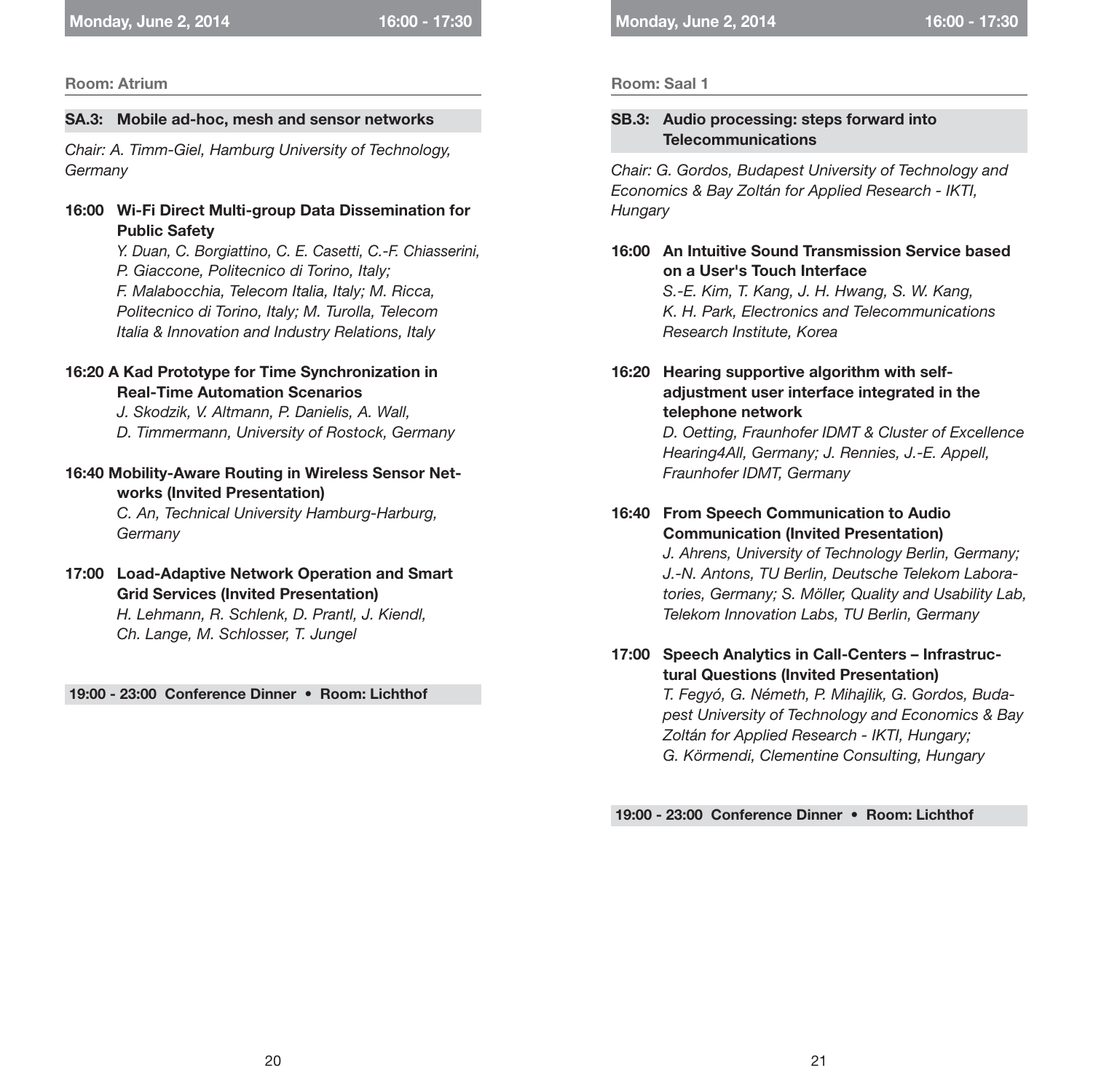Monday, June 2, 2014 — 16:00 - 17:30

**Room: Atrium**

## SA.3: Mobile ad-hoc, mesh and sensor networks

*Chair: A. Timm-Giel, Hamburg University of Technology, Germany*

**16:00 Wi-Fi Direct Multi-group Data Dissemination for Public Safety**
*Y. Duan, C. Borgiattino, C. E. Casetti, C.-F. Chiasserini, P. Giaccone, Politecnico di Torino, Italy; F. Malabocchia, Telecom Italia, Italy; M. Ricca, Politecnico di Torino, Italy; M. Turolla, Telecom Italia & Innovation and Industry Relations, Italy*

**16:20 A Kad Prototype for Time Synchronization in Real-Time Automation Scenarios**
*J. Skodzik, V. Altmann, P. Danielis, A. Wall, D. Timmermann, University of Rostock, Germany*

**16:40 Mobility-Aware Routing in Wireless Sensor Networks (Invited Presentation)**
*C. An, Technical University Hamburg-Harburg, Germany*

**17:00 Load-Adaptive Network Operation and Smart Grid Services (Invited Presentation)**
*H. Lehmann, R. Schlenk, D. Prantl, J. Kiendl, Ch. Lange, M. Schlosser, T. Jungel*

**19:00 - 23:00 Conference Dinner • Room: Lichthof**

Monday, June 2, 2014 — 16:00 - 17:30

**Room: Saal 1**

## SB.3: Audio processing: steps forward into Telecommunications

*Chair: G. Gordos, Budapest University of Technology and Economics & Bay Zoltán for Applied Research - IKTI, Hungary*

**16:00 An Intuitive Sound Transmission Service based on a User's Touch Interface**
*S.-E. Kim, T. Kang, J. H. Hwang, S. W. Kang, K. H. Park, Electronics and Telecommunications Research Institute, Korea*

**16:20 Hearing supportive algorithm with self-adjustment user interface integrated in the telephone network**
*D. Oetting, Fraunhofer IDMT & Cluster of Excellence Hearing4All, Germany; J. Rennies, J.-E. Appell, Fraunhofer IDMT, Germany*

**16:40 From Speech Communication to Audio Communication (Invited Presentation)**
*J. Ahrens, University of Technology Berlin, Germany; J.-N. Antons, TU Berlin, Deutsche Telekom Laboratories, Germany; S. Möller, Quality and Usability Lab, Telekom Innovation Labs, TU Berlin, Germany*

**17:00 Speech Analytics in Call-Centers – Infrastructural Questions (Invited Presentation)**
*T. Fegyó, G. Németh, P. Mihajlik, G. Gordos, Budapest University of Technology and Economics & Bay Zoltán for Applied Research - IKTI, Hungary; G. Körmendi, Clementine Consulting, Hungary*

**19:00 - 23:00 Conference Dinner • Room: Lichthof**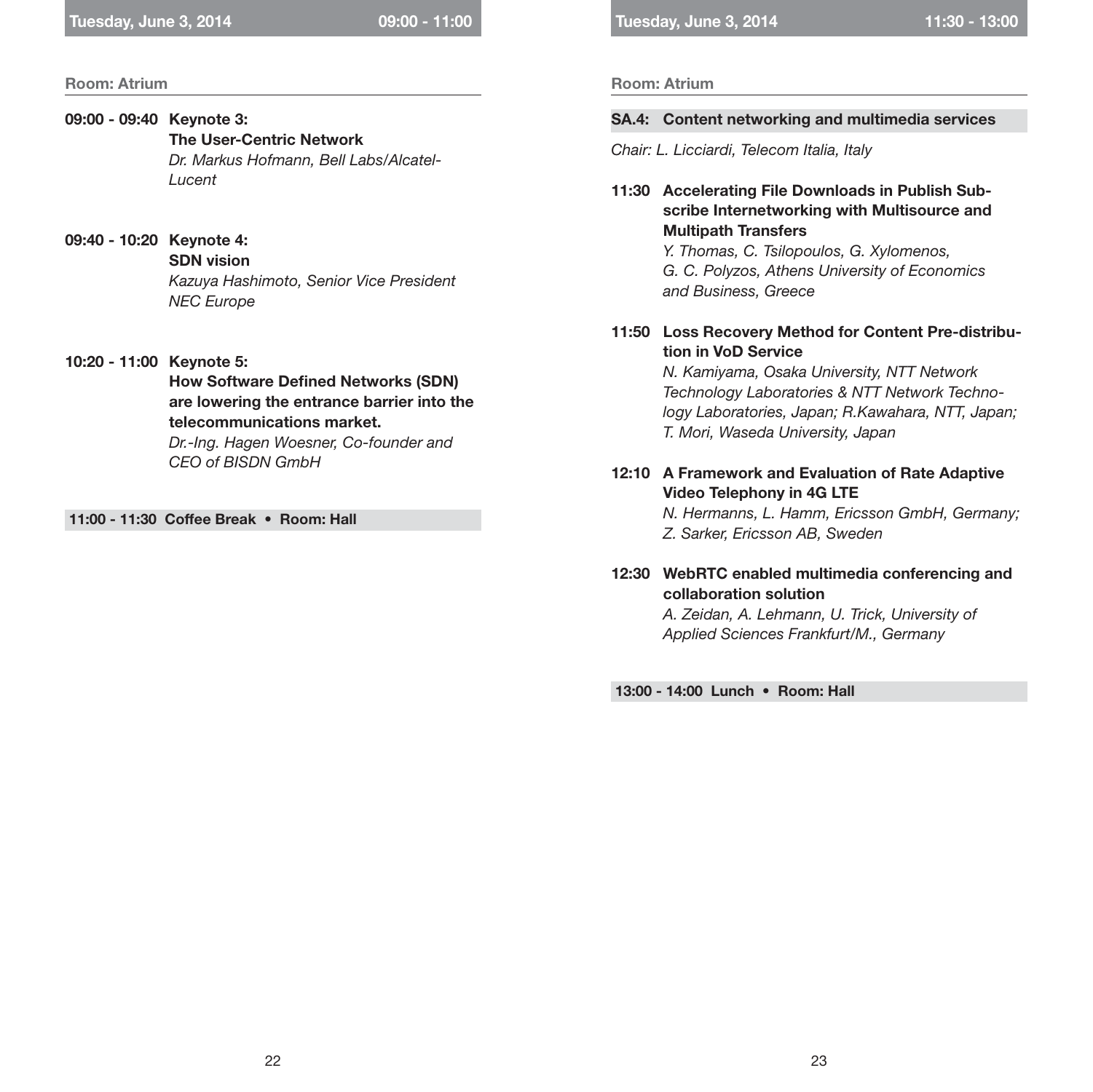## Tuesday, June 3, 2014 — 09:00 - 11:00

**Room: Atrium**

**09:00 - 09:40 Keynote 3:**
**The User-Centric Network**
*Dr. Markus Hofmann, Bell Labs/Alcatel-Lucent*

**09:40 - 10:20 Keynote 4:**
**SDN vision**
*Kazuya Hashimoto, Senior Vice President NEC Europe*

**10:20 - 11:00 Keynote 5:**
**How Software Defined Networks (SDN) are lowering the entrance barrier into the telecommunications market.**
*Dr.-Ing. Hagen Woesner, Co-founder and CEO of BISDN GmbH*

**11:00 - 11:30 Coffee Break • Room: Hall**

## Tuesday, June 3, 2014 — 11:30 - 13:00

**Room: Atrium**

### SA.4: Content networking and multimedia services

*Chair: L. Licciardi, Telecom Italia, Italy*

**11:30 Accelerating File Downloads in Publish Subscribe Internetworking with Multisource and Multipath Transfers**
*Y. Thomas, C. Tsilopoulos, G. Xylomenos, G. C. Polyzos, Athens University of Economics and Business, Greece*

**11:50 Loss Recovery Method for Content Pre-distribution in VoD Service**
*N. Kamiyama, Osaka University, NTT Network Technology Laboratories & NTT Network Technology Laboratories, Japan; R.Kawahara, NTT, Japan; T. Mori, Waseda University, Japan*

**12:10 A Framework and Evaluation of Rate Adaptive Video Telephony in 4G LTE**
*N. Hermanns, L. Hamm, Ericsson GmbH, Germany; Z. Sarker, Ericsson AB, Sweden*

**12:30 WebRTC enabled multimedia conferencing and collaboration solution**
*A. Zeidan, A. Lehmann, U. Trick, University of Applied Sciences Frankfurt/M., Germany*

**13:00 - 14:00 Lunch • Room: Hall**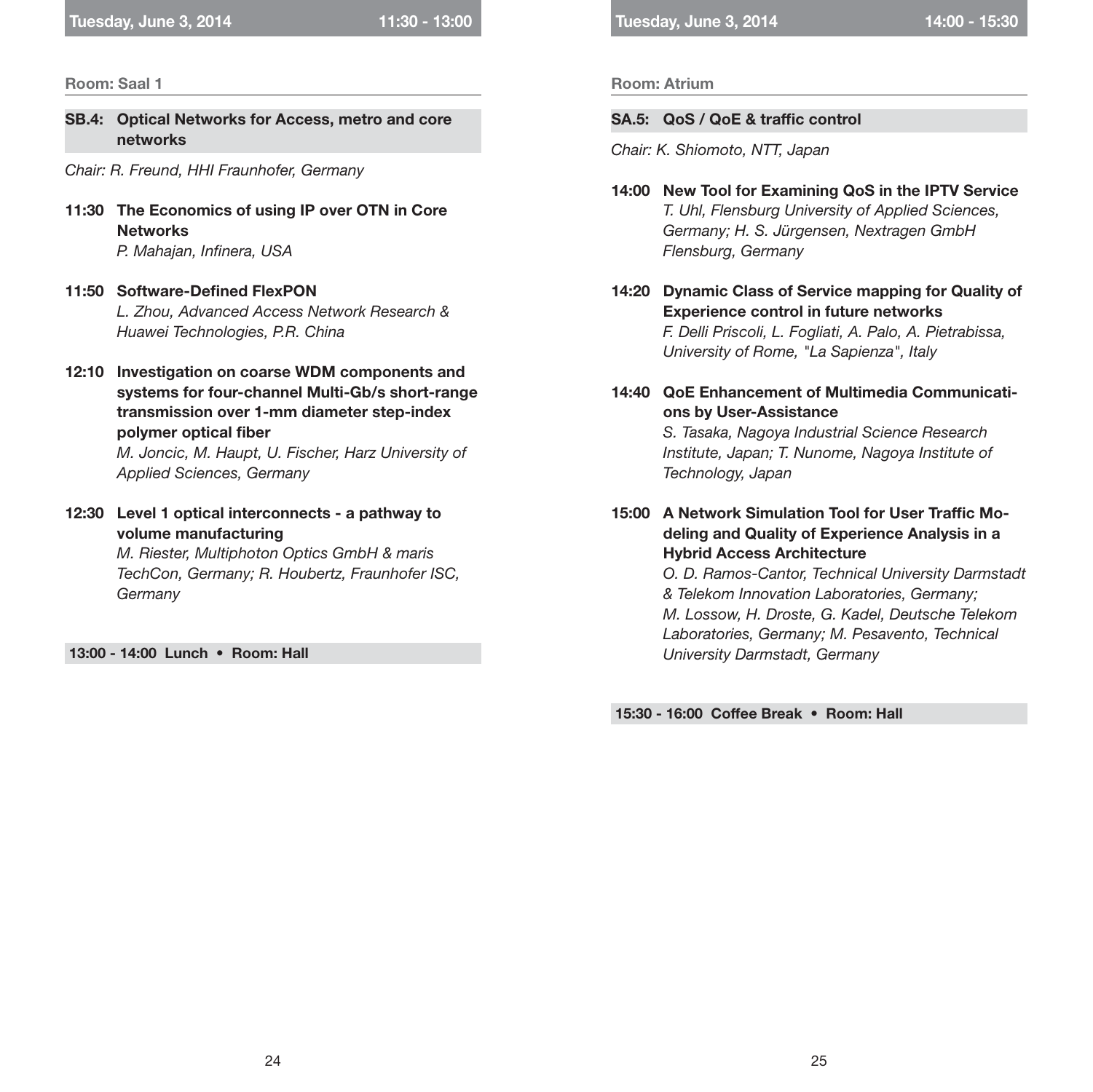**Tuesday, June 3, 2014 — 11:30 - 13:00**

**Room: Saal 1**

### SB.4: Optical Networks for Access, metro and core networks

*Chair: R. Freund, HHI Fraunhofer, Germany*

**11:30 The Economics of using IP over OTN in Core Networks**
*P. Mahajan, Infinera, USA*

**11:50 Software-Defined FlexPON**
*L. Zhou, Advanced Access Network Research & Huawei Technologies, P.R. China*

**12:10 Investigation on coarse WDM components and systems for four-channel Multi-Gb/s short-range transmission over 1-mm diameter step-index polymer optical fiber**
*M. Joncic, M. Haupt, U. Fischer, Harz University of Applied Sciences, Germany*

**12:30 Level 1 optical interconnects - a pathway to volume manufacturing**
*M. Riester, Multiphoton Optics GmbH & maris TechCon, Germany; R. Houbertz, Fraunhofer ISC, Germany*

**13:00 - 14:00 Lunch • Room: Hall**

**Tuesday, June 3, 2014 — 14:00 - 15:30**

**Room: Atrium**

### SA.5: QoS / QoE & traffic control

*Chair: K. Shiomoto, NTT, Japan*

**14:00 New Tool for Examining QoS in the IPTV Service**
*T. Uhl, Flensburg University of Applied Sciences, Germany; H. S. Jürgensen, Nextragen GmbH Flensburg, Germany*

**14:20 Dynamic Class of Service mapping for Quality of Experience control in future networks**
*F. Delli Priscoli, L. Fogliati, A. Palo, A. Pietrabissa, University of Rome, "La Sapienza", Italy*

**14:40 QoE Enhancement of Multimedia Communications by User-Assistance**
*S. Tasaka, Nagoya Industrial Science Research Institute, Japan; T. Nunome, Nagoya Institute of Technology, Japan*

**15:00 A Network Simulation Tool for User Traffic Modeling and Quality of Experience Analysis in a Hybrid Access Architecture**
*O. D. Ramos-Cantor, Technical University Darmstadt & Telekom Innovation Laboratories, Germany; M. Lossow, H. Droste, G. Kadel, Deutsche Telekom Laboratories, Germany; M. Pesavento, Technical University Darmstadt, Germany*

**15:30 - 16:00 Coffee Break • Room: Hall**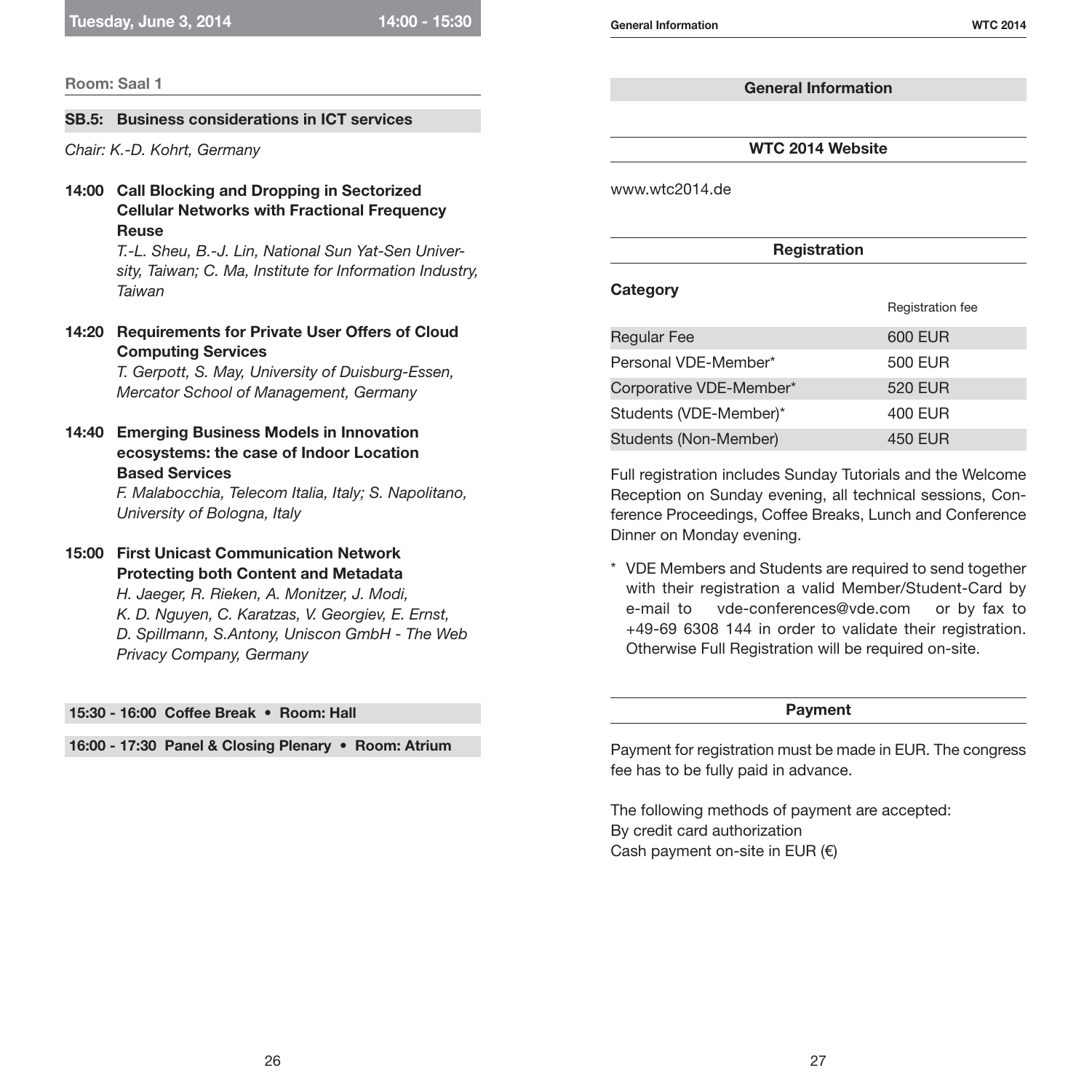**Tuesday, June 3, 2014 — 14:00 - 15:30**

**Room: Saal 1**

## SB.5: Business considerations in ICT services

*Chair: K.-D. Kohrt, Germany*

**14:00 Call Blocking and Dropping in Sectorized Cellular Networks with Fractional Frequency Reuse**
*T.-L. Sheu, B.-J. Lin, National Sun Yat-Sen University, Taiwan; C. Ma, Institute for Information Industry, Taiwan*

**14:20 Requirements for Private User Offers of Cloud Computing Services**
*T. Gerpott, S. May, University of Duisburg-Essen, Mercator School of Management, Germany*

**14:40 Emerging Business Models in Innovation ecosystems: the case of Indoor Location Based Services**
*F. Malabocchia, Telecom Italia, Italy; S. Napolitano, University of Bologna, Italy*

**15:00 First Unicast Communication Network Protecting both Content and Metadata**
*H. Jaeger, R. Rieken, A. Monitzer, J. Modi, K. D. Nguyen, C. Karatzas, V. Georgiev, E. Ernst, D. Spillmann, S.Antony, Uniscon GmbH - The Web Privacy Company, Germany*

**15:30 - 16:00 Coffee Break • Room: Hall**

**16:00 - 17:30 Panel & Closing Plenary • Room: Atrium**

# General Information

## WTC 2014 Website

www.wtc2014.de

## Registration

| Category | Registration fee |
|---|---|
| Regular Fee | 600 EUR |
| Personal VDE-Member* | 500 EUR |
| Corporative VDE-Member* | 520 EUR |
| Students (VDE-Member)* | 400 EUR |
| Students (Non-Member) | 450 EUR |

Full registration includes Sunday Tutorials and the Welcome Reception on Sunday evening, all technical sessions, Conference Proceedings, Coffee Breaks, Lunch and Conference Dinner on Monday evening.

\* VDE Members and Students are required to send together with their registration a valid Member/Student-Card by e-mail to vde-conferences@vde.com or by fax to +49-69 6308 144 in order to validate their registration. Otherwise Full Registration will be required on-site.

## Payment

Payment for registration must be made in EUR. The congress fee has to be fully paid in advance.

The following methods of payment are accepted:
By credit card authorization
Cash payment on-site in EUR (€)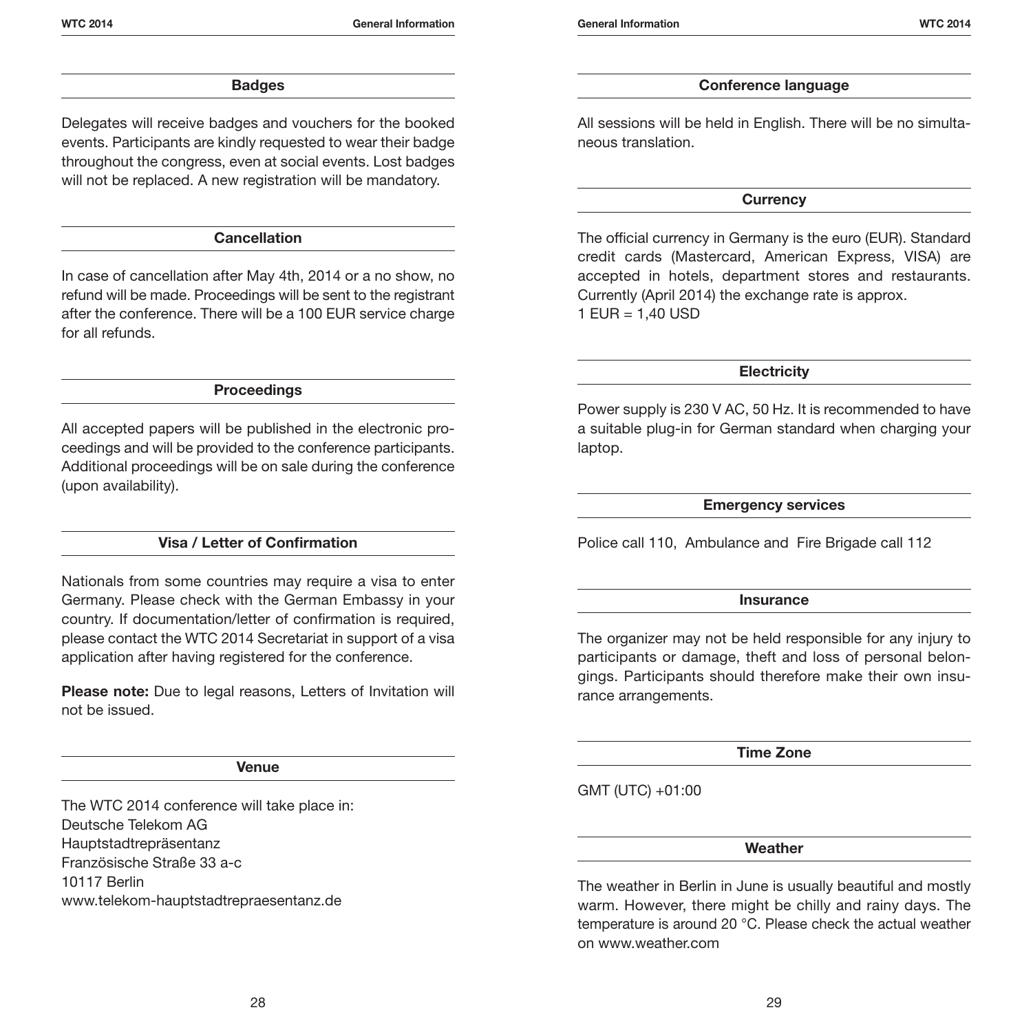## Badges

Delegates will receive badges and vouchers for the booked events. Participants are kindly requested to wear their badge throughout the congress, even at social events. Lost badges will not be replaced. A new registration will be mandatory.

## Cancellation

In case of cancellation after May 4th, 2014 or a no show, no refund will be made. Proceedings will be sent to the registrant after the conference. There will be a 100 EUR service charge for all refunds.

## Proceedings

All accepted papers will be published in the electronic proceedings and will be provided to the conference participants. Additional proceedings will be on sale during the conference (upon availability).

## Visa / Letter of Confirmation

Nationals from some countries may require a visa to enter Germany. Please check with the German Embassy in your country. If documentation/letter of confirmation is required, please contact the WTC 2014 Secretariat in support of a visa application after having registered for the conference.

**Please note:** Due to legal reasons, Letters of Invitation will not be issued.

## Venue

The WTC 2014 conference will take place in:
Deutsche Telekom AG
Hauptstadtrepräsentanz
Französische Straße 33 a-c
10117 Berlin
www.telekom-hauptstadtrepraesentanz.de

## Conference language

All sessions will be held in English. There will be no simultaneous translation.

## Currency

The official currency in Germany is the euro (EUR). Standard credit cards (Mastercard, American Express, VISA) are accepted in hotels, department stores and restaurants. Currently (April 2014) the exchange rate is approx.
1 EUR = 1,40 USD

## Electricity

Power supply is 230 V AC, 50 Hz. It is recommended to have a suitable plug-in for German standard when charging your laptop.

## Emergency services

Police call 110, Ambulance and Fire Brigade call 112

## Insurance

The organizer may not be held responsible for any injury to participants or damage, theft and loss of personal belongings. Participants should therefore make their own insurance arrangements.

## Time Zone

GMT (UTC) +01:00

## Weather

The weather in Berlin in June is usually beautiful and mostly warm. However, there might be chilly and rainy days. The temperature is around 20 °C. Please check the actual weather on www.weather.com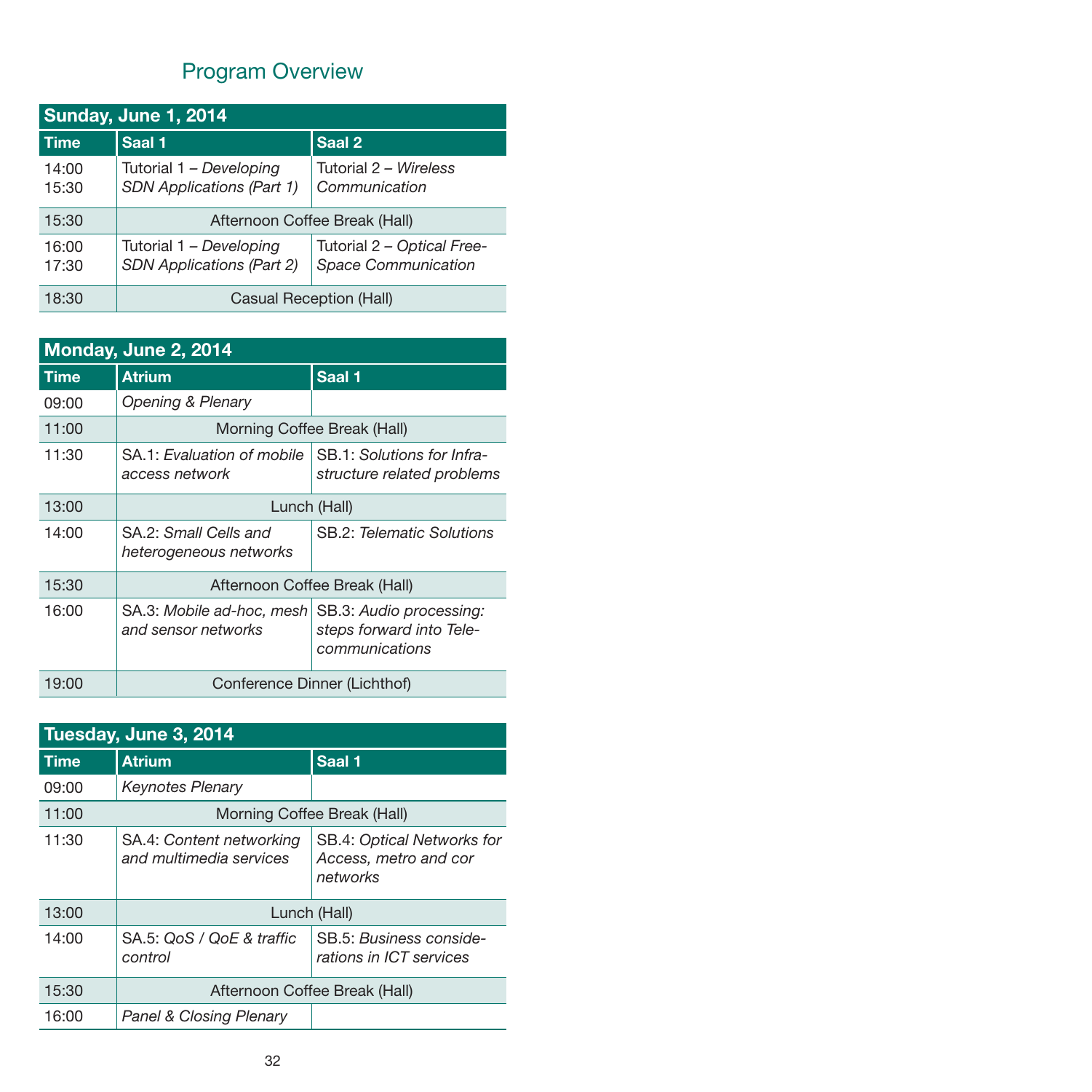# Program Overview

| Sunday, June 1, 2014 | | |
|---|---|---|
| **Time** | **Saal 1** | **Saal 2** |
| 14:00<br>15:30 | Tutorial 1 – *Developing SDN Applications (Part 1)* | Tutorial 2 – *Wireless Communication* |
| 15:30 | Afternoon Coffee Break (Hall) | |
| 16:00<br>17:30 | Tutorial 1 – *Developing SDN Applications (Part 2)* | Tutorial 2 – *Optical Free-Space Communication* |
| 18:30 | Casual Reception (Hall) | |

| Monday, June 2, 2014 | | |
|---|---|---|
| **Time** | **Atrium** | **Saal 1** |
| 09:00 | *Opening & Plenary* | |
| 11:00 | Morning Coffee Break (Hall) | |
| 11:30 | SA.1: *Evaluation of mobile access network* | SB.1: *Solutions for Infrastructure related problems* |
| 13:00 | Lunch (Hall) | |
| 14:00 | SA.2: *Small Cells and heterogeneous networks* | SB.2: *Telematic Solutions* |
| 15:30 | Afternoon Coffee Break (Hall) | |
| 16:00 | SA.3: *Mobile ad-hoc, mesh and sensor networks* | SB.3: *Audio processing: steps forward into Telecommunications* |
| 19:00 | Conference Dinner (Lichthof) | |

| Tuesday, June 3, 2014 | | |
|---|---|---|
| **Time** | **Atrium** | **Saal 1** |
| 09:00 | *Keynotes Plenary* | |
| 11:00 | Morning Coffee Break (Hall) | |
| 11:30 | SA.4: *Content networking and multimedia services* | SB.4: *Optical Networks for Access, metro and cor networks* |
| 13:00 | Lunch (Hall) | |
| 14:00 | SA.5: *QoS / QoE & traffic control* | SB.5: *Business considerations in ICT services* |
| 15:30 | Afternoon Coffee Break (Hall) | |
| 16:00 | *Panel & Closing Plenary* | |